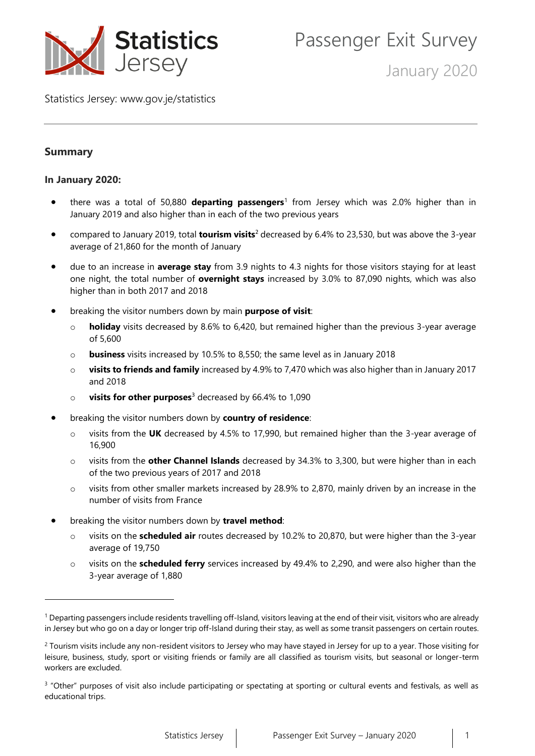# Passenger Exit Survey

January 2020

Statistics Jersey: www.gov.je/statistics

## Summary

### In January 2020:

- there was a total of 50,880 **departing passengers**[1] from Jersey which was 2.0% higher than in January 2019 and also higher than in each of the two previous years
- compared to January 2019, total **tourism visits**[2] decreased by 6.4% to 23,530, but was above the 3-year average of 21,860 for the month of January
- due to an increase in **average stay** from 3.9 nights to 4.3 nights for those visitors staying for at least one night, the total number of **overnight stays** increased by 3.0% to 87,090 nights, which was also higher than in both 2017 and 2018
- breaking the visitor numbers down by main **purpose of visit**:
  - **holiday** visits decreased by 8.6% to 6,420, but remained higher than the previous 3-year average of 5,600
  - **business** visits increased by 10.5% to 8,550; the same level as in January 2018
  - **visits to friends and family** increased by 4.9% to 7,470 which was also higher than in January 2017 and 2018
  - **visits for other purposes**[3] decreased by 66.4% to 1,090
- breaking the visitor numbers down by **country of residence**:
  - visits from the **UK** decreased by 4.5% to 17,990, but remained higher than the 3-year average of 16,900
  - visits from the **other Channel Islands** decreased by 34.3% to 3,300, but were higher than in each of the two previous years of 2017 and 2018
  - visits from other smaller markets increased by 28.9% to 2,870, mainly driven by an increase in the number of visits from France
- breaking the visitor numbers down by **travel method**:
  - visits on the **scheduled air** routes decreased by 10.2% to 20,870, but were higher than the 3-year average of 19,750
  - visits on the **scheduled ferry** services increased by 49.4% to 2,290, and were also higher than the 3-year average of 1,880

---

[1] Departing passengers include residents travelling off-Island, visitors leaving at the end of their visit, visitors who are already in Jersey but who go on a day or longer trip off-Island during their stay, as well as some transit passengers on certain routes.

[2] Tourism visits include any non-resident visitors to Jersey who may have stayed in Jersey for up to a year. Those visiting for leisure, business, study, sport or visiting friends or family are all classified as tourism visits, but seasonal or longer-term workers are excluded.

[3] "Other" purposes of visit also include participating or spectating at sporting or cultural events and festivals, as well as educational trips.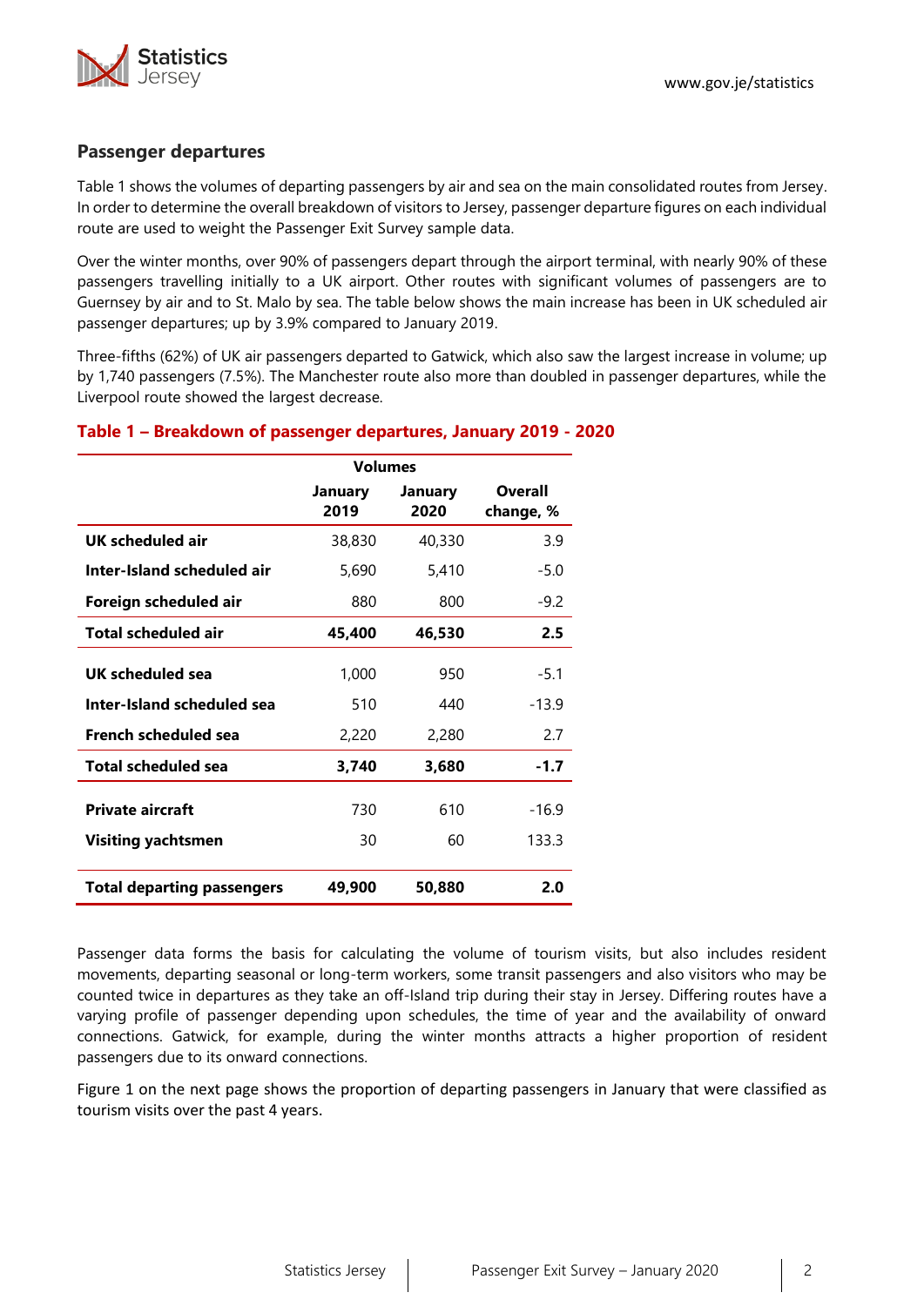## Passenger departures

Table 1 shows the volumes of departing passengers by air and sea on the main consolidated routes from Jersey. In order to determine the overall breakdown of visitors to Jersey, passenger departure figures on each individual route are used to weight the Passenger Exit Survey sample data.

Over the winter months, over 90% of passengers depart through the airport terminal, with nearly 90% of these passengers travelling initially to a UK airport. Other routes with significant volumes of passengers are to Guernsey by air and to St. Malo by sea. The table below shows the main increase has been in UK scheduled air passenger departures; up by 3.9% compared to January 2019.

Three-fifths (62%) of UK air passengers departed to Gatwick, which also saw the largest increase in volume; up by 1,740 passengers (7.5%). The Manchester route also more than doubled in passenger departures, while the Liverpool route showed the largest decrease.

### Table 1 – Breakdown of passenger departures, January 2019 - 2020

| | Volumes | | |
|---|---|---|---|
| | January 2019 | January 2020 | Overall change, % |
| **UK scheduled air** | 38,830 | 40,330 | 3.9 |
| **Inter-Island scheduled air** | 5,690 | 5,410 | -5.0 |
| **Foreign scheduled air** | 880 | 800 | -9.2 |
| **Total scheduled air** | **45,400** | **46,530** | **2.5** |
| **UK scheduled sea** | 1,000 | 950 | -5.1 |
| **Inter-Island scheduled sea** | 510 | 440 | -13.9 |
| **French scheduled sea** | 2,220 | 2,280 | 2.7 |
| **Total scheduled sea** | **3,740** | **3,680** | **-1.7** |
| **Private aircraft** | 730 | 610 | -16.9 |
| **Visiting yachtsmen** | 30 | 60 | 133.3 |
| **Total departing passengers** | **49,900** | **50,880** | **2.0** |

Passenger data forms the basis for calculating the volume of tourism visits, but also includes resident movements, departing seasonal or long-term workers, some transit passengers and also visitors who may be counted twice in departures as they take an off-Island trip during their stay in Jersey. Differing routes have a varying profile of passenger depending upon schedules, the time of year and the availability of onward connections. Gatwick, for example, during the winter months attracts a higher proportion of resident passengers due to its onward connections.

Figure 1 on the next page shows the proportion of departing passengers in January that were classified as tourism visits over the past 4 years.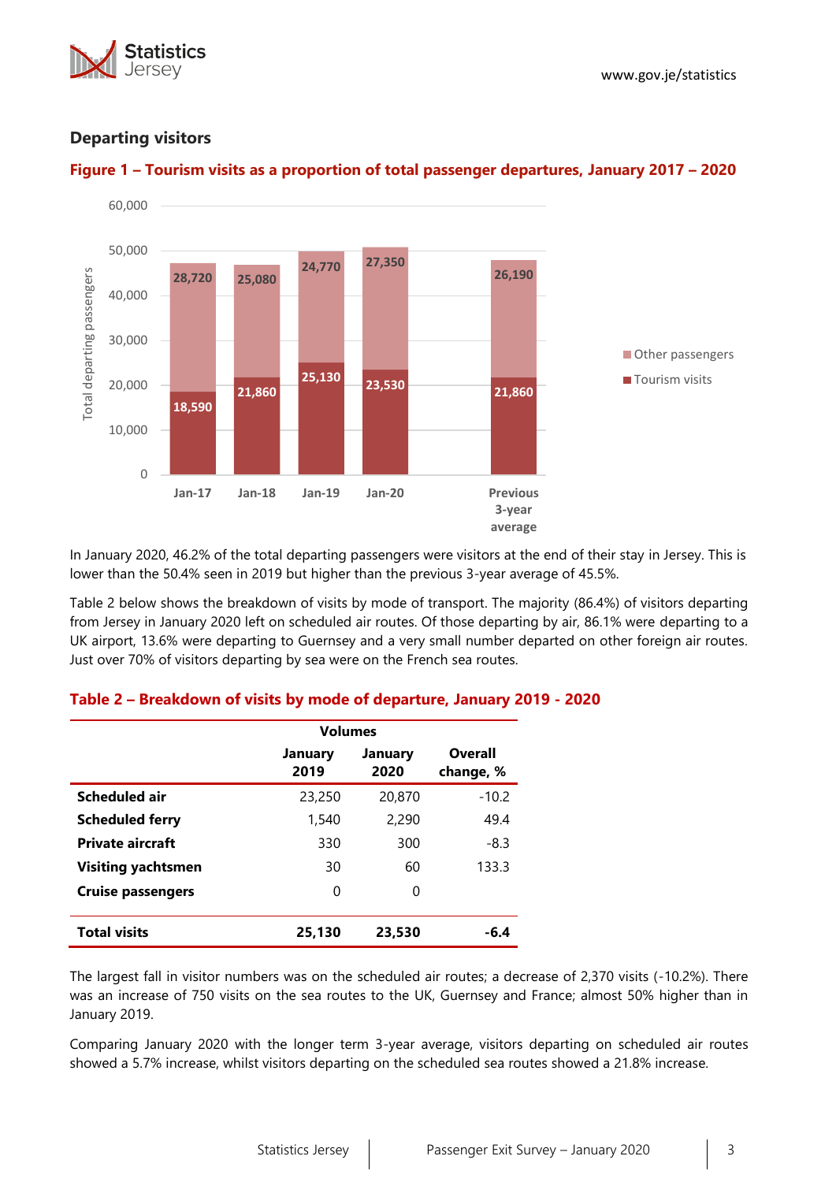## Departing visitors

**Figure 1 – Tourism visits as a proportion of total passenger departures, January 2017 – 2020**

| | Tourism visits | Other passengers |
|---|---|---|
| Jan-17 | 18,590 | 28,720 |
| Jan-18 | 21,860 | 25,080 |
| Jan-19 | 25,130 | 24,770 |
| Jan-20 | 23,530 | 27,350 |
| Previous 3-year average | 21,860 | 26,190 |

In January 2020, 46.2% of the total departing passengers were visitors at the end of their stay in Jersey. This is lower than the 50.4% seen in 2019 but higher than the previous 3-year average of 45.5%.

Table 2 below shows the breakdown of visits by mode of transport. The majority (86.4%) of visitors departing from Jersey in January 2020 left on scheduled air routes. Of those departing by air, 86.1% were departing to a UK airport, 13.6% were departing to Guernsey and a very small number departed on other foreign air routes. Just over 70% of visitors departing by sea were on the French sea routes.

**Table 2 – Breakdown of visits by mode of departure, January 2019 - 2020**

| | Volumes | | |
|---|---|---|---|
| | January 2019 | January 2020 | Overall change, % |
| **Scheduled air** | 23,250 | 20,870 | -10.2 |
| **Scheduled ferry** | 1,540 | 2,290 | 49.4 |
| **Private aircraft** | 330 | 300 | -8.3 |
| **Visiting yachtsmen** | 30 | 60 | 133.3 |
| **Cruise passengers** | 0 | 0 | |
| **Total visits** | **25,130** | **23,530** | **-6.4** |

The largest fall in visitor numbers was on the scheduled air routes; a decrease of 2,370 visits (-10.2%). There was an increase of 750 visits on the sea routes to the UK, Guernsey and France; almost 50% higher than in January 2019.

Comparing January 2020 with the longer term 3-year average, visitors departing on scheduled air routes showed a 5.7% increase, whilst visitors departing on the scheduled sea routes showed a 21.8% increase.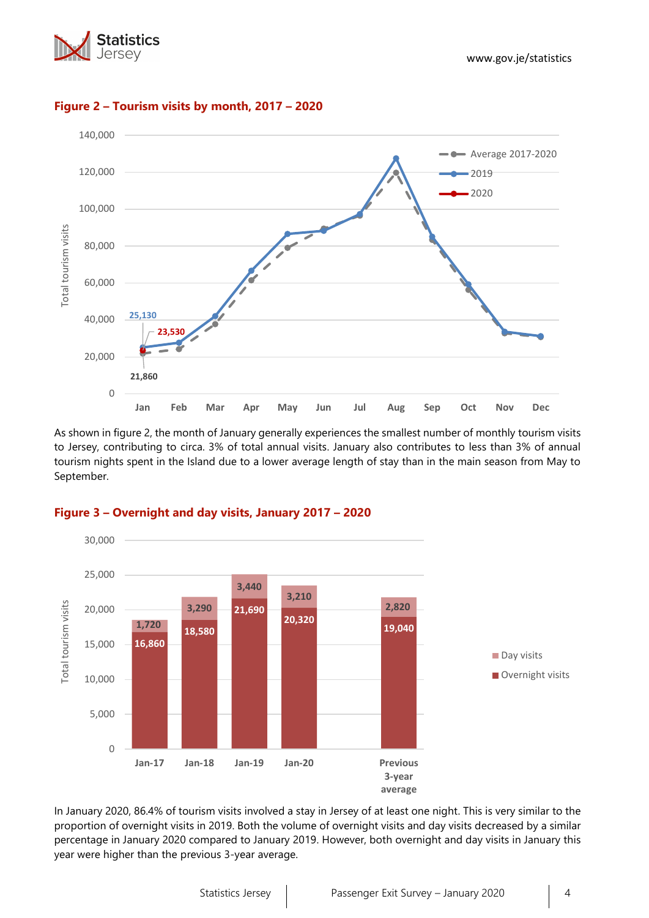**Figure 2 – Tourism visits by month, 2017 – 2020**

As shown in figure 2, the month of January generally experiences the smallest number of monthly tourism visits to Jersey, contributing to circa. 3% of total annual visits. January also contributes to less than 3% of annual tourism nights spent in the Island due to a lower average length of stay than in the main season from May to September.

**Figure 3 – Overnight and day visits, January 2017 – 2020**

In January 2020, 86.4% of tourism visits involved a stay in Jersey of at least one night. This is very similar to the proportion of overnight visits in 2019. Both the volume of overnight visits and day visits decreased by a similar percentage in January 2020 compared to January 2019. However, both overnight and day visits in January this year were higher than the previous 3-year average.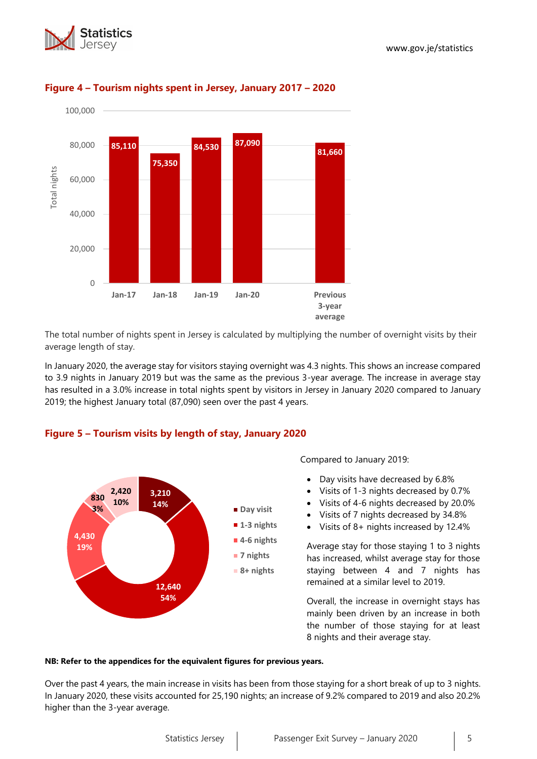## Figure 4 – Tourism nights spent in Jersey, January 2017 – 2020

| | Total nights |
|---|---|
| Jan-17 | 85,110 |
| Jan-18 | 75,350 |
| Jan-19 | 84,530 |
| Jan-20 | 87,090 |
| Previous 3-year average | 81,660 |

The total number of nights spent in Jersey is calculated by multiplying the number of overnight visits by their average length of stay.

In January 2020, the average stay for visitors staying overnight was 4.3 nights. This shows an increase compared to 3.9 nights in January 2019 but was the same as the previous 3-year average. The increase in average stay has resulted in a 3.0% increase in total nights spent by visitors in Jersey in January 2020 compared to January 2019; the highest January total (87,090) seen over the past 4 years.

## Figure 5 – Tourism visits by length of stay, January 2020

| Length of stay | Visits | % |
|---|---|---|
| Day visit | 3,210 | 14% |
| 1-3 nights | 12,640 | 54% |
| 4-6 nights | 4,430 | 19% |
| 7 nights | 830 | 3% |
| 8+ nights | 2,420 | 10% |

Compared to January 2019:

- Day visits have decreased by 6.8%
- Visits of 1-3 nights decreased by 0.7%
- Visits of 4-6 nights decreased by 20.0%
- Visits of 7 nights decreased by 34.8%
- Visits of 8+ nights increased by 12.4%

Average stay for those staying 1 to 3 nights has increased, whilst average stay for those staying between 4 and 7 nights has remained at a similar level to 2019.

Overall, the increase in overnight stays has mainly been driven by an increase in both the number of those staying for at least 8 nights and their average stay.

**NB: Refer to the appendices for the equivalent figures for previous years.**

Over the past 4 years, the main increase in visits has been from those staying for a short break of up to 3 nights. In January 2020, these visits accounted for 25,190 nights; an increase of 9.2% compared to 2019 and also 20.2% higher than the 3-year average.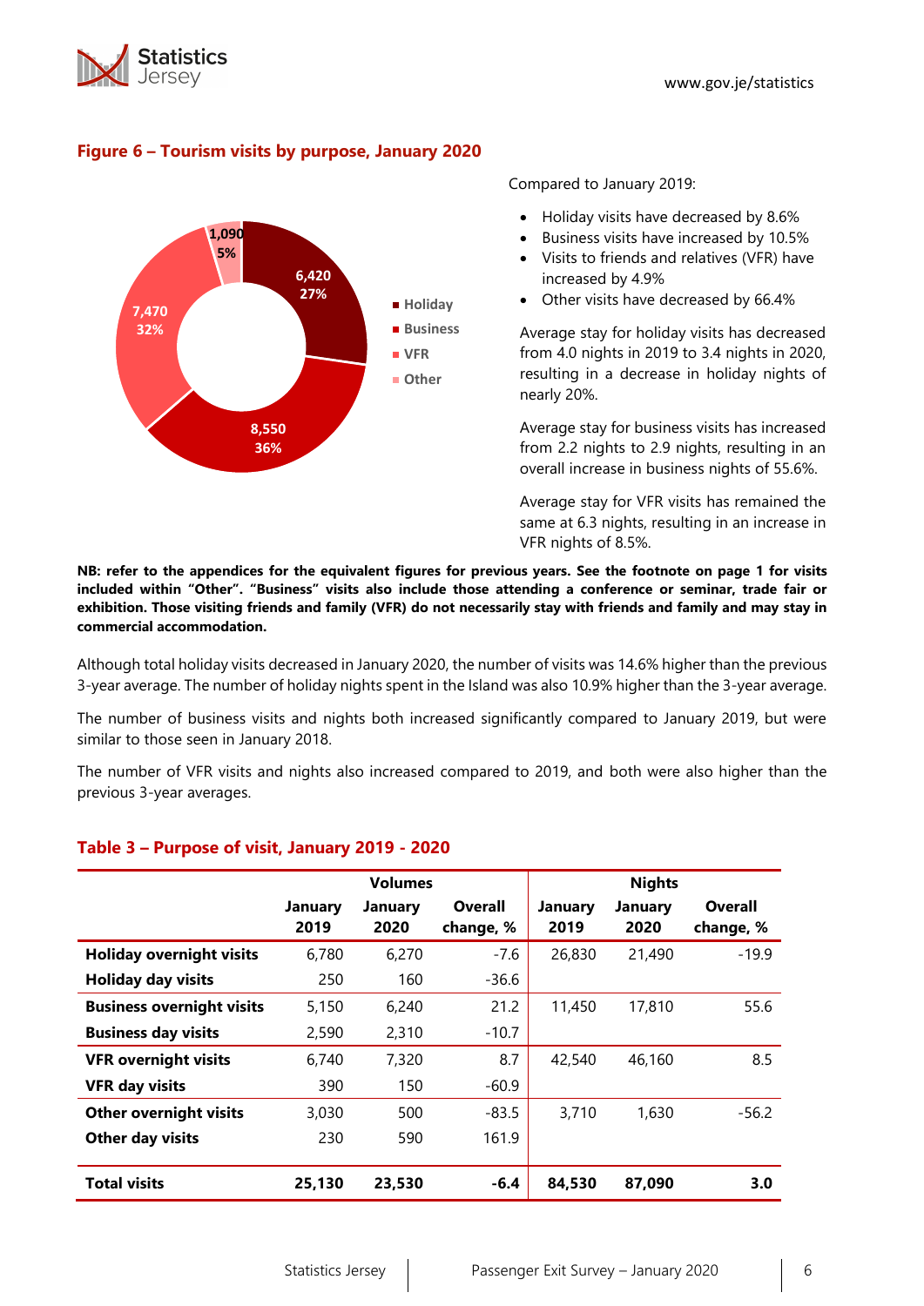### Figure 6 – Tourism visits by purpose, January 2020

Holiday: 6,420 (27%)
Business: 8,550 (36%)
VFR: 7,470 (32%)
Other: 1,090 (5%)

Compared to January 2019:

- Holiday visits have decreased by 8.6%
- Business visits have increased by 10.5%
- Visits to friends and relatives (VFR) have increased by 4.9%
- Other visits have decreased by 66.4%

Average stay for holiday visits has decreased from 4.0 nights in 2019 to 3.4 nights in 2020, resulting in a decrease in holiday nights of nearly 20%.

Average stay for business visits has increased from 2.2 nights to 2.9 nights, resulting in an overall increase in business nights of 55.6%.

Average stay for VFR visits has remained the same at 6.3 nights, resulting in an increase in VFR nights of 8.5%.

**NB: refer to the appendices for the equivalent figures for previous years. See the footnote on page 1 for visits included within "Other". "Business" visits also include those attending a conference or seminar, trade fair or exhibition. Those visiting friends and family (VFR) do not necessarily stay with friends and family and may stay in commercial accommodation.**

Although total holiday visits decreased in January 2020, the number of visits was 14.6% higher than the previous 3-year average. The number of holiday nights spent in the Island was also 10.9% higher than the 3-year average.

The number of business visits and nights both increased significantly compared to January 2019, but were similar to those seen in January 2018.

The number of VFR visits and nights also increased compared to 2019, and both were also higher than the previous 3-year averages.

### Table 3 – Purpose of visit, January 2019 - 2020

| | Volumes | | | Nights | | |
|---|---|---|---|---|---|---|
| | January 2019 | January 2020 | Overall change, % | January 2019 | January 2020 | Overall change, % |
| **Holiday overnight visits** | 6,780 | 6,270 | -7.6 | 26,830 | 21,490 | -19.9 |
| **Holiday day visits** | 250 | 160 | -36.6 | | | |
| **Business overnight visits** | 5,150 | 6,240 | 21.2 | 11,450 | 17,810 | 55.6 |
| **Business day visits** | 2,590 | 2,310 | -10.7 | | | |
| **VFR overnight visits** | 6,740 | 7,320 | 8.7 | 42,540 | 46,160 | 8.5 |
| **VFR day visits** | 390 | 150 | -60.9 | | | |
| **Other overnight visits** | 3,030 | 500 | -83.5 | 3,710 | 1,630 | -56.2 |
| **Other day visits** | 230 | 590 | 161.9 | | | |
| **Total visits** | **25,130** | **23,530** | **-6.4** | **84,530** | **87,090** | **3.0** |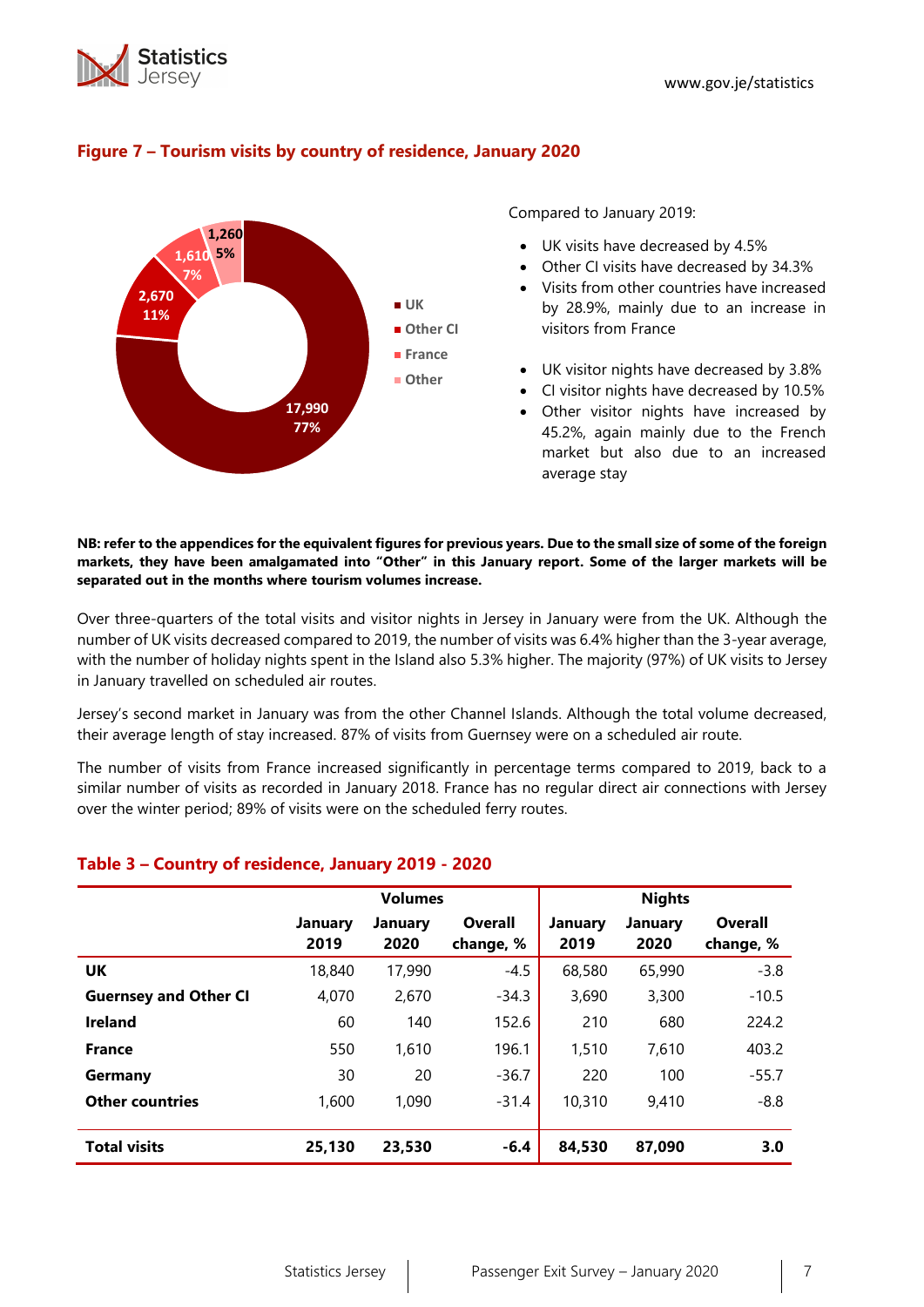## Figure 7 – Tourism visits by country of residence, January 2020

- UK: 17,990 (77%)
- Other CI: 2,670 (11%)
- France: 1,610 (7%)
- Other: 1,260 (5%)

Compared to January 2019:

- UK visits have decreased by 4.5%
- Other CI visits have decreased by 34.3%
- Visits from other countries have increased by 28.9%, mainly due to an increase in visitors from France

- UK visitor nights have decreased by 3.8%
- CI visitor nights have decreased by 10.5%
- Other visitor nights have increased by 45.2%, again mainly due to the French market but also due to an increased average stay

**NB: refer to the appendices for the equivalent figures for previous years. Due to the small size of some of the foreign markets, they have been amalgamated into "Other" in this January report. Some of the larger markets will be separated out in the months where tourism volumes increase.**

Over three-quarters of the total visits and visitor nights in Jersey in January were from the UK. Although the number of UK visits decreased compared to 2019, the number of visits was 6.4% higher than the 3-year average, with the number of holiday nights spent in the Island also 5.3% higher. The majority (97%) of UK visits to Jersey in January travelled on scheduled air routes.

Jersey's second market in January was from the other Channel Islands. Although the total volume decreased, their average length of stay increased. 87% of visits from Guernsey were on a scheduled air route.

The number of visits from France increased significantly in percentage terms compared to 2019, back to a similar number of visits as recorded in January 2018. France has no regular direct air connections with Jersey over the winter period; 89% of visits were on the scheduled ferry routes.

## Table 3 – Country of residence, January 2019 - 2020

| | Volumes | | | Nights | | |
|---|---|---|---|---|---|---|
| | January 2019 | January 2020 | Overall change, % | January 2019 | January 2020 | Overall change, % |
| **UK** | 18,840 | 17,990 | -4.5 | 68,580 | 65,990 | -3.8 |
| **Guernsey and Other CI** | 4,070 | 2,670 | -34.3 | 3,690 | 3,300 | -10.5 |
| **Ireland** | 60 | 140 | 152.6 | 210 | 680 | 224.2 |
| **France** | 550 | 1,610 | 196.1 | 1,510 | 7,610 | 403.2 |
| **Germany** | 30 | 20 | -36.7 | 220 | 100 | -55.7 |
| **Other countries** | 1,600 | 1,090 | -31.4 | 10,310 | 9,410 | -8.8 |
| **Total visits** | **25,130** | **23,530** | **-6.4** | **84,530** | **87,090** | **3.0** |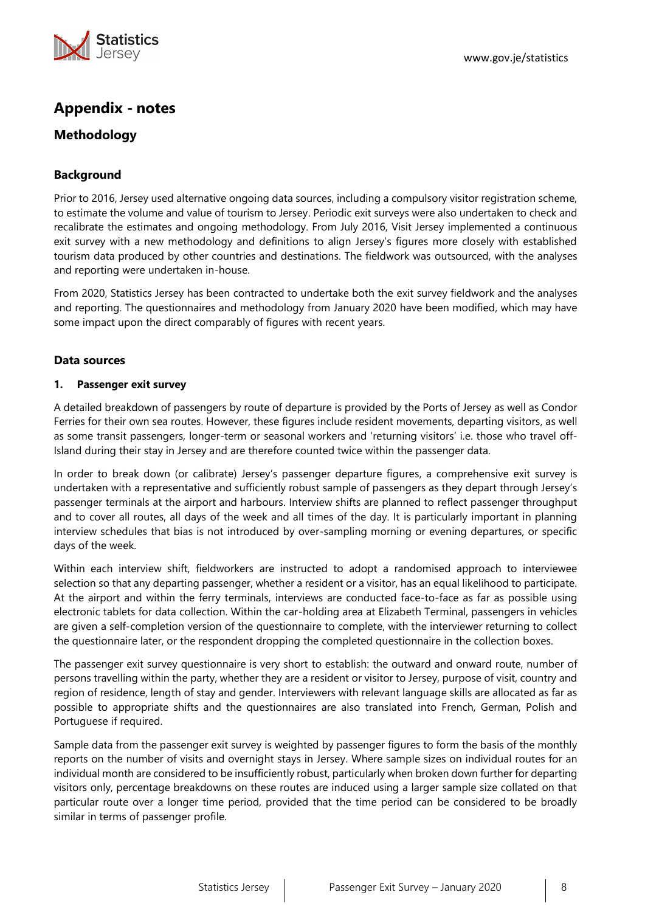# Appendix - notes

## Methodology

### Background

Prior to 2016, Jersey used alternative ongoing data sources, including a compulsory visitor registration scheme, to estimate the volume and value of tourism to Jersey. Periodic exit surveys were also undertaken to check and recalibrate the estimates and ongoing methodology. From July 2016, Visit Jersey implemented a continuous exit survey with a new methodology and definitions to align Jersey's figures more closely with established tourism data produced by other countries and destinations. The fieldwork was outsourced, with the analyses and reporting were undertaken in-house.

From 2020, Statistics Jersey has been contracted to undertake both the exit survey fieldwork and the analyses and reporting. The questionnaires and methodology from January 2020 have been modified, which may have some impact upon the direct comparably of figures with recent years.

### Data sources

#### 1. Passenger exit survey

A detailed breakdown of passengers by route of departure is provided by the Ports of Jersey as well as Condor Ferries for their own sea routes. However, these figures include resident movements, departing visitors, as well as some transit passengers, longer-term or seasonal workers and 'returning visitors' i.e. those who travel off-Island during their stay in Jersey and are therefore counted twice within the passenger data.

In order to break down (or calibrate) Jersey's passenger departure figures, a comprehensive exit survey is undertaken with a representative and sufficiently robust sample of passengers as they depart through Jersey's passenger terminals at the airport and harbours. Interview shifts are planned to reflect passenger throughput and to cover all routes, all days of the week and all times of the day. It is particularly important in planning interview schedules that bias is not introduced by over-sampling morning or evening departures, or specific days of the week.

Within each interview shift, fieldworkers are instructed to adopt a randomised approach to interviewee selection so that any departing passenger, whether a resident or a visitor, has an equal likelihood to participate. At the airport and within the ferry terminals, interviews are conducted face-to-face as far as possible using electronic tablets for data collection. Within the car-holding area at Elizabeth Terminal, passengers in vehicles are given a self-completion version of the questionnaire to complete, with the interviewer returning to collect the questionnaire later, or the respondent dropping the completed questionnaire in the collection boxes.

The passenger exit survey questionnaire is very short to establish: the outward and onward route, number of persons travelling within the party, whether they are a resident or visitor to Jersey, purpose of visit, country and region of residence, length of stay and gender. Interviewers with relevant language skills are allocated as far as possible to appropriate shifts and the questionnaires are also translated into French, German, Polish and Portuguese if required.

Sample data from the passenger exit survey is weighted by passenger figures to form the basis of the monthly reports on the number of visits and overnight stays in Jersey. Where sample sizes on individual routes for an individual month are considered to be insufficiently robust, particularly when broken down further for departing visitors only, percentage breakdowns on these routes are induced using a larger sample size collated on that particular route over a longer time period, provided that the time period can be considered to be broadly similar in terms of passenger profile.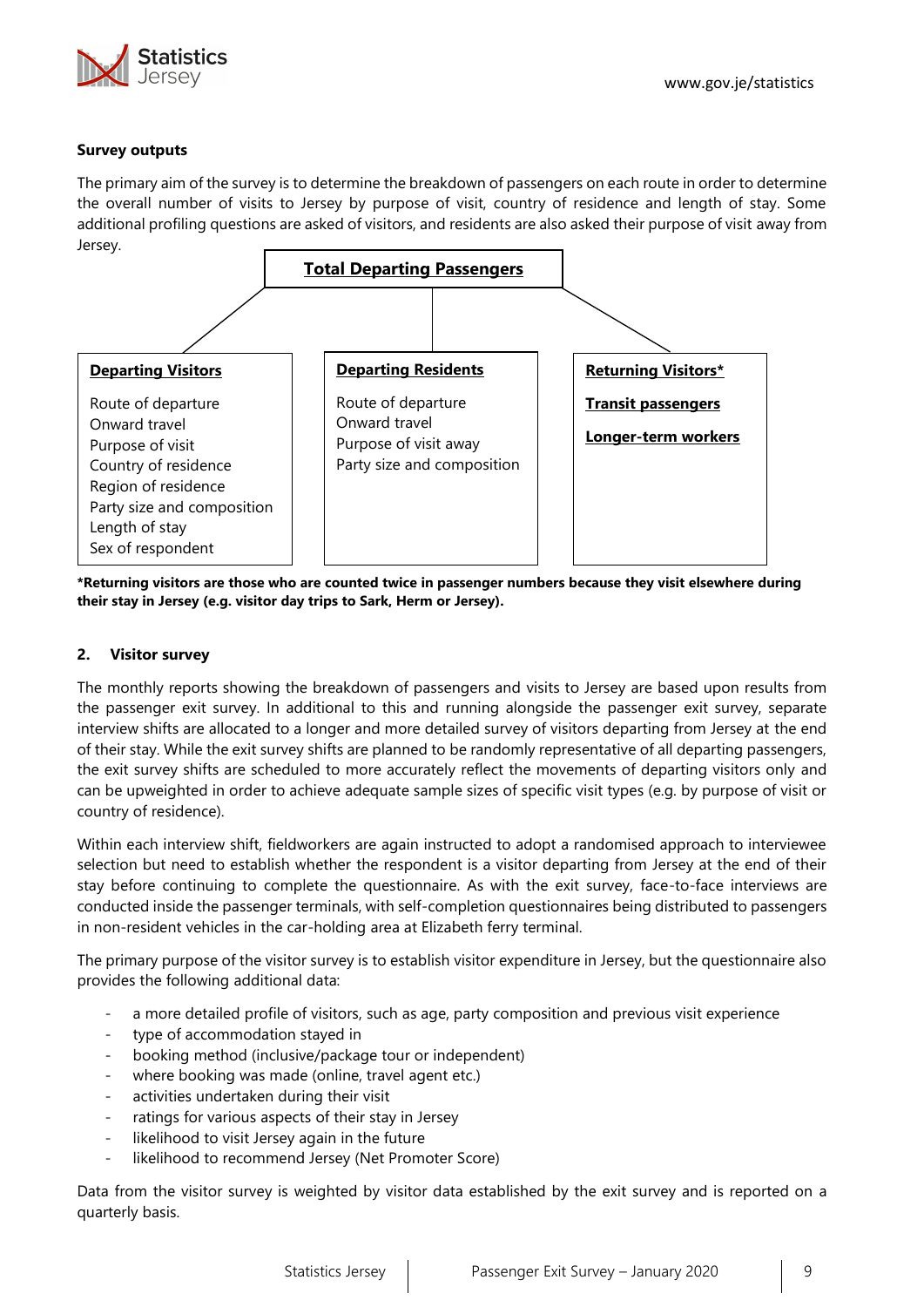**Survey outputs**

The primary aim of the survey is to determine the breakdown of passengers on each route in order to determine the overall number of visits to Jersey by purpose of visit, country of residence and length of stay. Some additional profiling questions are asked of visitors, and residents are also asked their purpose of visit away from Jersey.

**Total Departing Passengers**

| **Departing Visitors** | **Departing Residents** | **Returning Visitors*** |
|---|---|---|
| Route of departure | Route of departure | **Transit passengers** |
| Onward travel | Onward travel | **Longer-term workers** |
| Purpose of visit | Purpose of visit away | |
| Country of residence | Party size and composition | |
| Region of residence | | |
| Party size and composition | | |
| Length of stay | | |
| Sex of respondent | | |

***Returning visitors are those who are counted twice in passenger numbers because they visit elsewhere during their stay in Jersey (e.g. visitor day trips to Sark, Herm or Jersey).**

## 2. Visitor survey

The monthly reports showing the breakdown of passengers and visits to Jersey are based upon results from the passenger exit survey. In additional to this and running alongside the passenger exit survey, separate interview shifts are allocated to a longer and more detailed survey of visitors departing from Jersey at the end of their stay. While the exit survey shifts are planned to be randomly representative of all departing passengers, the exit survey shifts are scheduled to more accurately reflect the movements of departing visitors only and can be upweighted in order to achieve adequate sample sizes of specific visit types (e.g. by purpose of visit or country of residence).

Within each interview shift, fieldworkers are again instructed to adopt a randomised approach to interviewee selection but need to establish whether the respondent is a visitor departing from Jersey at the end of their stay before continuing to complete the questionnaire. As with the exit survey, face-to-face interviews are conducted inside the passenger terminals, with self-completion questionnaires being distributed to passengers in non-resident vehicles in the car-holding area at Elizabeth ferry terminal.

The primary purpose of the visitor survey is to establish visitor expenditure in Jersey, but the questionnaire also provides the following additional data:

- a more detailed profile of visitors, such as age, party composition and previous visit experience
- type of accommodation stayed in
- booking method (inclusive/package tour or independent)
- where booking was made (online, travel agent etc.)
- activities undertaken during their visit
- ratings for various aspects of their stay in Jersey
- likelihood to visit Jersey again in the future
- likelihood to recommend Jersey (Net Promoter Score)

Data from the visitor survey is weighted by visitor data established by the exit survey and is reported on a quarterly basis.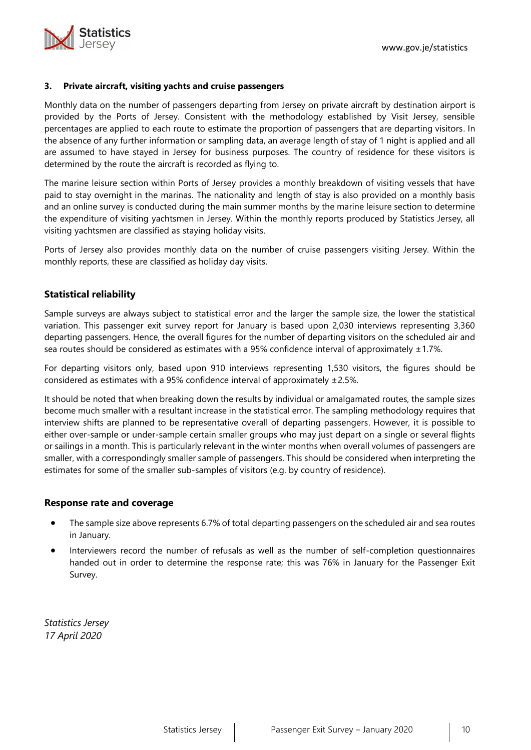### 3. Private aircraft, visiting yachts and cruise passengers

Monthly data on the number of passengers departing from Jersey on private aircraft by destination airport is provided by the Ports of Jersey. Consistent with the methodology established by Visit Jersey, sensible percentages are applied to each route to estimate the proportion of passengers that are departing visitors. In the absence of any further information or sampling data, an average length of stay of 1 night is applied and all are assumed to have stayed in Jersey for business purposes. The country of residence for these visitors is determined by the route the aircraft is recorded as flying to.

The marine leisure section within Ports of Jersey provides a monthly breakdown of visiting vessels that have paid to stay overnight in the marinas. The nationality and length of stay is also provided on a monthly basis and an online survey is conducted during the main summer months by the marine leisure section to determine the expenditure of visiting yachtsmen in Jersey. Within the monthly reports produced by Statistics Jersey, all visiting yachtsmen are classified as staying holiday visits.

Ports of Jersey also provides monthly data on the number of cruise passengers visiting Jersey. Within the monthly reports, these are classified as holiday day visits.

## Statistical reliability

Sample surveys are always subject to statistical error and the larger the sample size, the lower the statistical variation. This passenger exit survey report for January is based upon 2,030 interviews representing 3,360 departing passengers. Hence, the overall figures for the number of departing visitors on the scheduled air and sea routes should be considered as estimates with a 95% confidence interval of approximately ±1.7%.

For departing visitors only, based upon 910 interviews representing 1,530 visitors, the figures should be considered as estimates with a 95% confidence interval of approximately ±2.5%.

It should be noted that when breaking down the results by individual or amalgamated routes, the sample sizes become much smaller with a resultant increase in the statistical error. The sampling methodology requires that interview shifts are planned to be representative overall of departing passengers. However, it is possible to either over-sample or under-sample certain smaller groups who may just depart on a single or several flights or sailings in a month. This is particularly relevant in the winter months when overall volumes of passengers are smaller, with a correspondingly smaller sample of passengers. This should be considered when interpreting the estimates for some of the smaller sub-samples of visitors (e.g. by country of residence).

## Response rate and coverage

- The sample size above represents 6.7% of total departing passengers on the scheduled air and sea routes in January.
- Interviewers record the number of refusals as well as the number of self-completion questionnaires handed out in order to determine the response rate; this was 76% in January for the Passenger Exit Survey.

*Statistics Jersey*
*17 April 2020*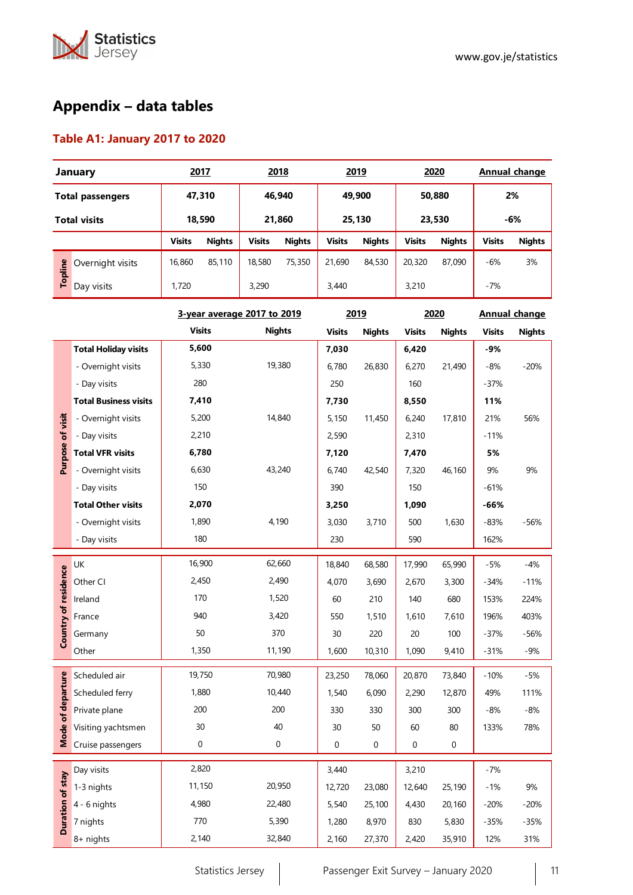# Appendix – data tables

## Table A1: January 2017 to 2020

| January | | 2017 | | 2018 | | 2019 | | 2020 | | Annual change | |
|---|---|---|---|---|---|---|---|---|---|---|---|
| Total passengers | | 47,310 | | 46,940 | | 49,900 | | 50,880 | | 2% | |
| Total visits | | 18,590 | | 21,860 | | 25,130 | | 23,530 | | -6% | |
| | | Visits | Nights | Visits | Nights | Visits | Nights | Visits | Nights | Visits | Nights |
| Topline | Overnight visits | 16,860 | 85,110 | 18,580 | 75,350 | 21,690 | 84,530 | 20,320 | 87,090 | -6% | 3% |
| | Day visits | 1,720 | | 3,290 | | 3,440 | | 3,210 | | -7% | |

| | | 3-year average 2017 to 2019 | | 2019 | | 2020 | | Annual change | |
|---|---|---|---|---|---|---|---|---|---|
| | | Visits | Nights | Visits | Nights | Visits | Nights | Visits | Nights |
| Purpose of visit | **Total Holiday visits** | **5,600** | | **7,030** | | **6,420** | | **-9%** | |
| | - Overnight visits | 5,330 | 19,380 | 6,780 | 26,830 | 6,270 | 21,490 | -8% | -20% |
| | - Day visits | 280 | | 250 | | 160 | | -37% | |
| | **Total Business visits** | **7,410** | | **7,730** | | **8,550** | | **11%** | |
| | - Overnight visits | 5,200 | 14,840 | 5,150 | 11,450 | 6,240 | 17,810 | 21% | 56% |
| | - Day visits | 2,210 | | 2,590 | | 2,310 | | -11% | |
| | **Total VFR visits** | **6,780** | | **7,120** | | **7,470** | | **5%** | |
| | - Overnight visits | 6,630 | 43,240 | 6,740 | 42,540 | 7,320 | 46,160 | 9% | 9% |
| | - Day visits | 150 | | 390 | | 150 | | -61% | |
| | **Total Other visits** | **2,070** | | **3,250** | | **1,090** | | **-66%** | |
| | - Overnight visits | 1,890 | 4,190 | 3,030 | 3,710 | 500 | 1,630 | -83% | -56% |
| | - Day visits | 180 | | 230 | | 590 | | 162% | |
| Country of residence | UK | 16,900 | 62,660 | 18,840 | 68,580 | 17,990 | 65,990 | -5% | -4% |
| | Other CI | 2,450 | 2,490 | 4,070 | 3,690 | 2,670 | 3,300 | -34% | -11% |
| | Ireland | 170 | 1,520 | 60 | 210 | 140 | 680 | 153% | 224% |
| | France | 940 | 3,420 | 550 | 1,510 | 1,610 | 7,610 | 196% | 403% |
| | Germany | 50 | 370 | 30 | 220 | 20 | 100 | -37% | -56% |
| | Other | 1,350 | 11,190 | 1,600 | 10,310 | 1,090 | 9,410 | -31% | -9% |
| Mode of departure | Scheduled air | 19,750 | 70,980 | 23,250 | 78,060 | 20,870 | 73,840 | -10% | -5% |
| | Scheduled ferry | 1,880 | 10,440 | 1,540 | 6,090 | 2,290 | 12,870 | 49% | 111% |
| | Private plane | 200 | 200 | 330 | 330 | 300 | 300 | -8% | -8% |
| | Visiting yachtsmen | 30 | 40 | 30 | 50 | 60 | 80 | 133% | 78% |
| | Cruise passengers | 0 | 0 | 0 | 0 | 0 | 0 | | |
| Duration of stay | Day visits | 2,820 | | 3,440 | | 3,210 | | -7% | |
| | 1-3 nights | 11,150 | 20,950 | 12,720 | 23,080 | 12,640 | 25,190 | -1% | 9% |
| | 4 - 6 nights | 4,980 | 22,480 | 5,540 | 25,100 | 4,430 | 20,160 | -20% | -20% |
| | 7 nights | 770 | 5,390 | 1,280 | 8,970 | 830 | 5,830 | -35% | -35% |
| | 8+ nights | 2,140 | 32,840 | 2,160 | 27,370 | 2,420 | 35,910 | 12% | 31% |